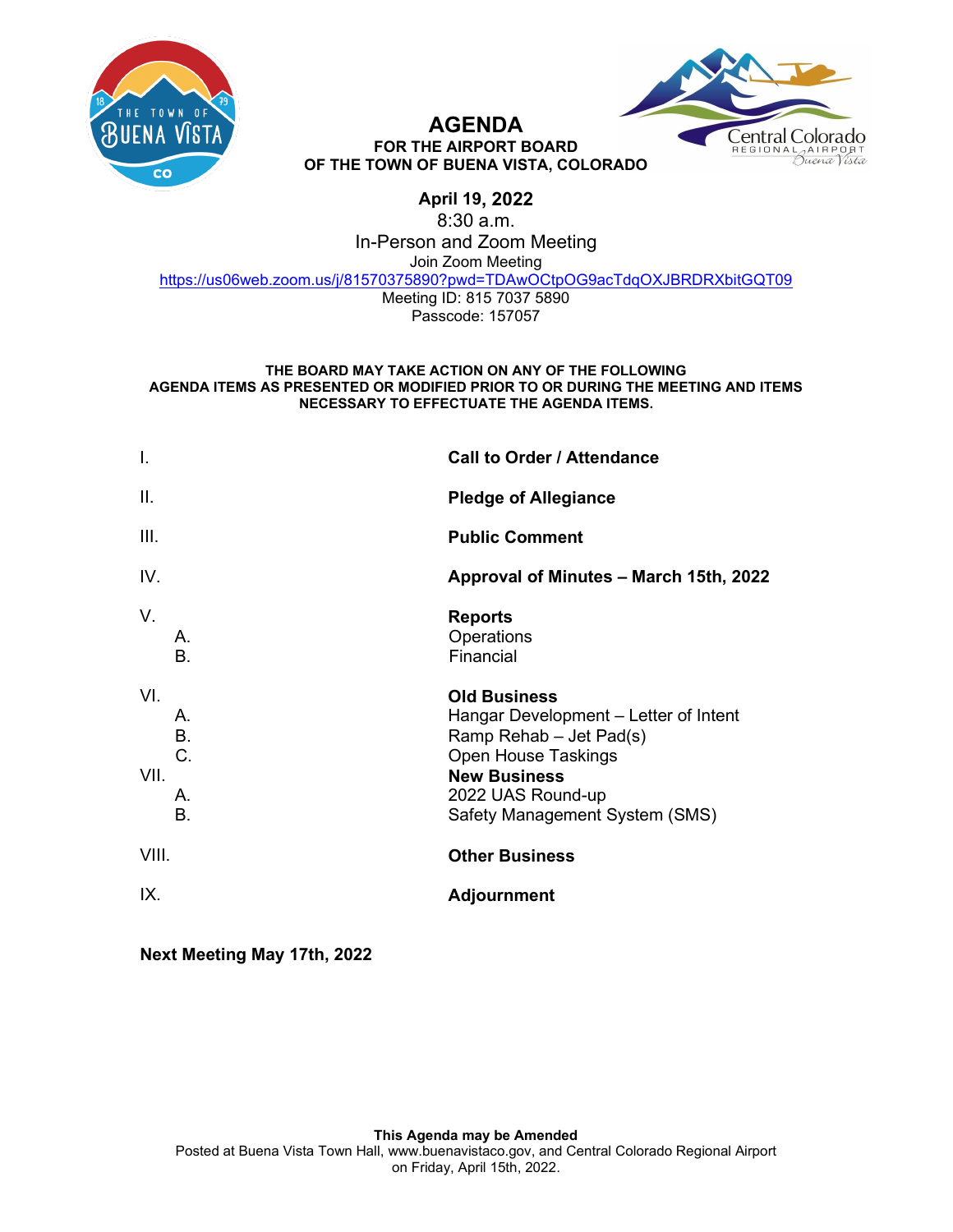# AGENDA

**FOR THE AIRPORT BOARD**
**OF THE TOWN OF BUENA VISTA, COLORADO**

**April 19, 2022**
8:30 a.m.
In-Person and Zoom Meeting
Join Zoom Meeting
https://us06web.zoom.us/j/81570375890?pwd=TDAwOCtpOG9acTdqOXJBRDRXbitGQT09
Meeting ID: 815 7037 5890
Passcode: 157057

**THE BOARD MAY TAKE ACTION ON ANY OF THE FOLLOWING AGENDA ITEMS AS PRESENTED OR MODIFIED PRIOR TO OR DURING THE MEETING AND ITEMS NECESSARY TO EFFECTUATE THE AGENDA ITEMS.**

I. **Call to Order / Attendance**

II. **Pledge of Allegiance**

III. **Public Comment**

IV. **Approval of Minutes – March 15th, 2022**

V. **Reports**
   A. Operations
   B. Financial

VI. **Old Business**
   A. Hangar Development – Letter of Intent
   B. Ramp Rehab – Jet Pad(s)
   C. Open House Taskings

VII. **New Business**
   A. 2022 UAS Round-up
   B. Safety Management System (SMS)

VIII. **Other Business**

IX. **Adjournment**

**Next Meeting May 17th, 2022**

**This Agenda may be Amended**
Posted at Buena Vista Town Hall, www.buenavistaco.gov, and Central Colorado Regional Airport on Friday, April 15th, 2022.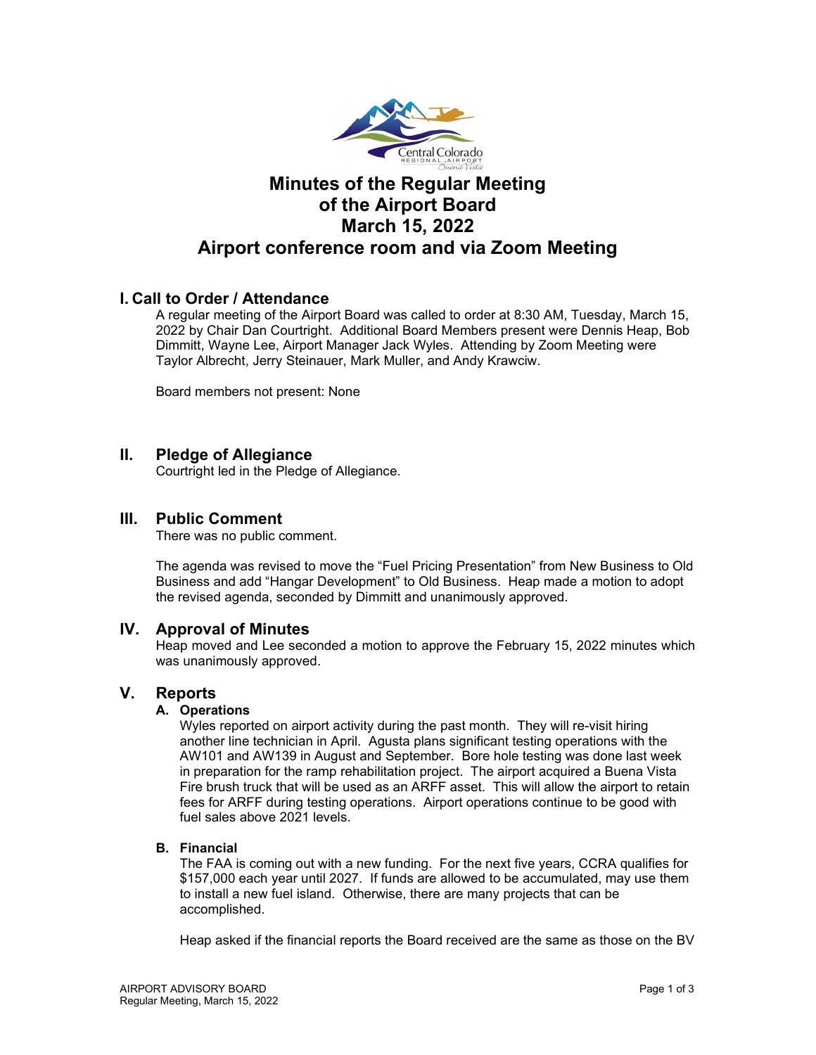# Minutes of the Regular Meeting of the Airport Board March 15, 2022 Airport conference room and via Zoom Meeting

## I. Call to Order / Attendance

A regular meeting of the Airport Board was called to order at 8:30 AM, Tuesday, March 15, 2022 by Chair Dan Courtright. Additional Board Members present were Dennis Heap, Bob Dimmitt, Wayne Lee, Airport Manager Jack Wyles. Attending by Zoom Meeting were Taylor Albrecht, Jerry Steinauer, Mark Muller, and Andy Krawciw.

Board members not present: None

## II. Pledge of Allegiance

Courtright led in the Pledge of Allegiance.

## III. Public Comment

There was no public comment.

The agenda was revised to move the "Fuel Pricing Presentation" from New Business to Old Business and add "Hangar Development" to Old Business. Heap made a motion to adopt the revised agenda, seconded by Dimmitt and unanimously approved.

## IV. Approval of Minutes

Heap moved and Lee seconded a motion to approve the February 15, 2022 minutes which was unanimously approved.

## V. Reports

### A. Operations

Wyles reported on airport activity during the past month. They will re-visit hiring another line technician in April. Agusta plans significant testing operations with the AW101 and AW139 in August and September. Bore hole testing was done last week in preparation for the ramp rehabilitation project. The airport acquired a Buena Vista Fire brush truck that will be used as an ARFF asset. This will allow the airport to retain fees for ARFF during testing operations. Airport operations continue to be good with fuel sales above 2021 levels.

### B. Financial

The FAA is coming out with a new funding. For the next five years, CCRA qualifies for $157,000 each year until 2027. If funds are allowed to be accumulated, may use them to install a new fuel island. Otherwise, there are many projects that can be accomplished.

Heap asked if the financial reports the Board received are the same as those on the BV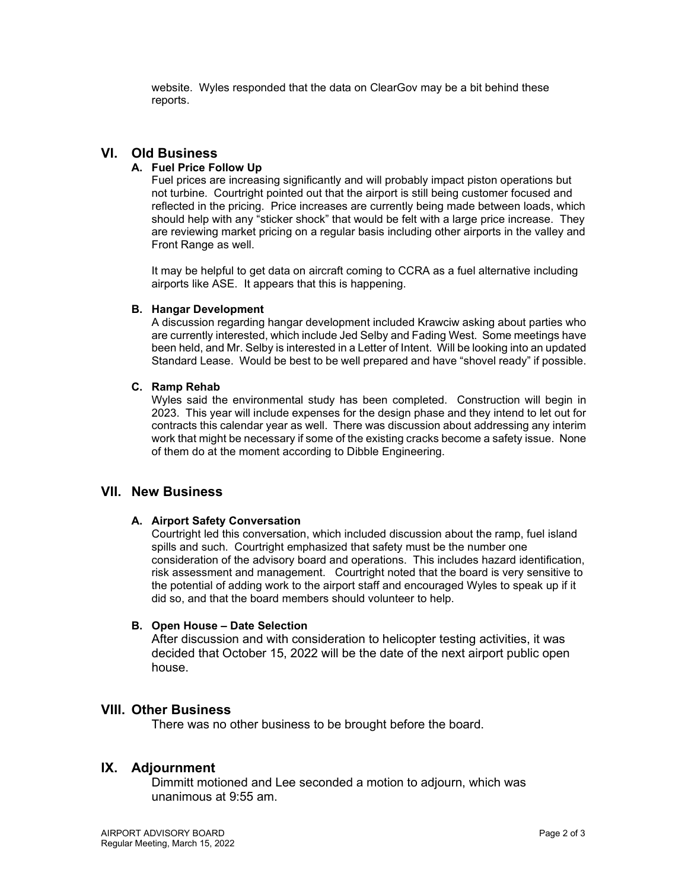website. Wyles responded that the data on ClearGov may be a bit behind these reports.

## VI. Old Business

### A. Fuel Price Follow Up

Fuel prices are increasing significantly and will probably impact piston operations but not turbine. Courtright pointed out that the airport is still being customer focused and reflected in the pricing. Price increases are currently being made between loads, which should help with any "sticker shock" that would be felt with a large price increase. They are reviewing market pricing on a regular basis including other airports in the valley and Front Range as well.

It may be helpful to get data on aircraft coming to CCRA as a fuel alternative including airports like ASE. It appears that this is happening.

### B. Hangar Development

A discussion regarding hangar development included Krawciw asking about parties who are currently interested, which include Jed Selby and Fading West. Some meetings have been held, and Mr. Selby is interested in a Letter of Intent. Will be looking into an updated Standard Lease. Would be best to be well prepared and have "shovel ready" if possible.

### C. Ramp Rehab

Wyles said the environmental study has been completed. Construction will begin in 2023. This year will include expenses for the design phase and they intend to let out for contracts this calendar year as well. There was discussion about addressing any interim work that might be necessary if some of the existing cracks become a safety issue. None of them do at the moment according to Dibble Engineering.

## VII. New Business

### A. Airport Safety Conversation

Courtright led this conversation, which included discussion about the ramp, fuel island spills and such. Courtright emphasized that safety must be the number one consideration of the advisory board and operations. This includes hazard identification, risk assessment and management. Courtright noted that the board is very sensitive to the potential of adding work to the airport staff and encouraged Wyles to speak up if it did so, and that the board members should volunteer to help.

### B. Open House – Date Selection

After discussion and with consideration to helicopter testing activities, it was decided that October 15, 2022 will be the date of the next airport public open house.

## VIII. Other Business

There was no other business to be brought before the board.

## IX. Adjournment

Dimmitt motioned and Lee seconded a motion to adjourn, which was unanimous at 9:55 am.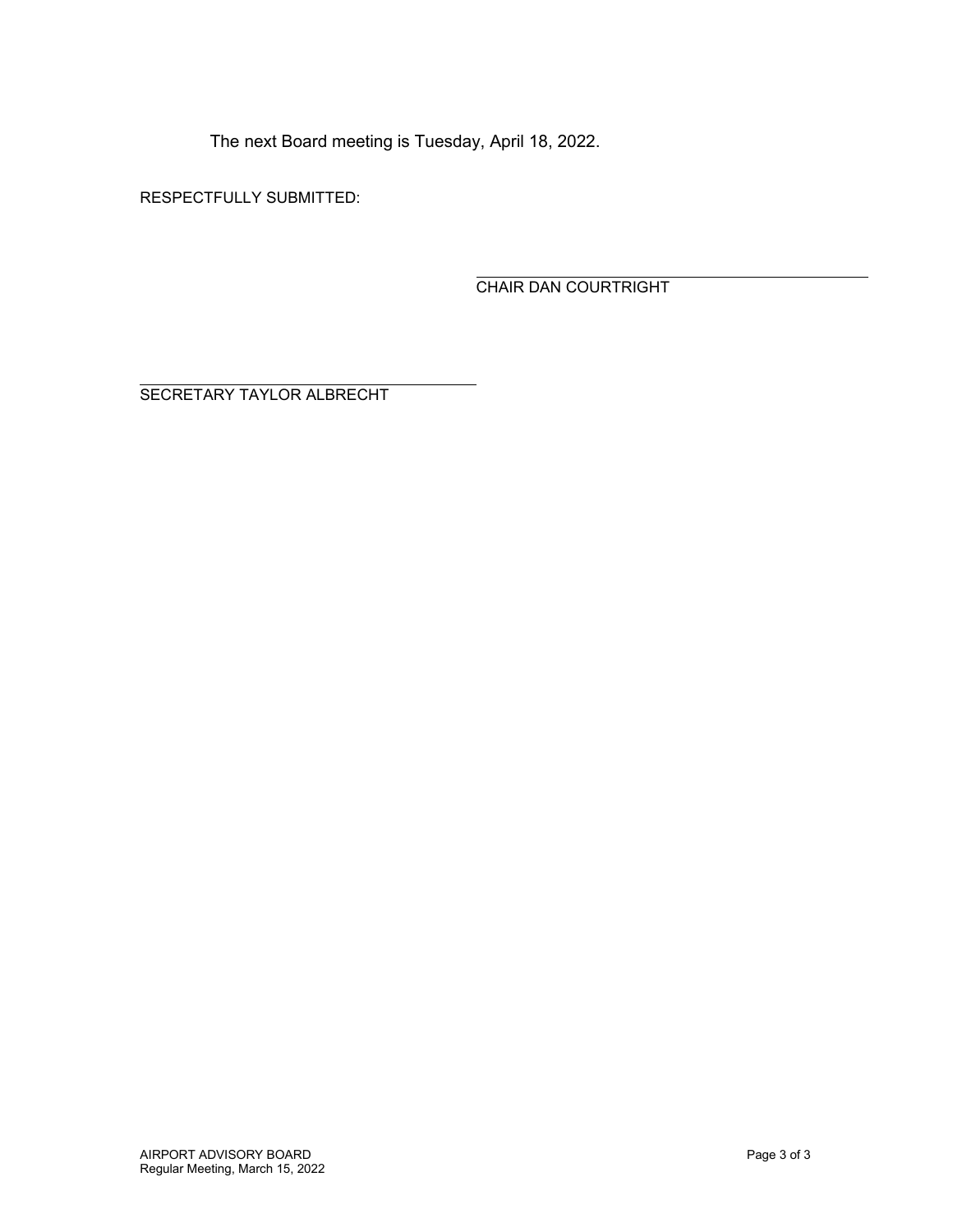The next Board meeting is Tuesday, April 18, 2022.

RESPECTFULLY SUBMITTED:

\_\_\_\_\_\_\_\_\_\_\_\_\_\_\_\_\_\_\_\_\_\_\_\_\_\_\_\_\_\_\_\_\_\_\_\_\_\_\_\_
CHAIR DAN COURTRIGHT

\_\_\_\_\_\_\_\_\_\_\_\_\_\_\_\_\_\_\_\_\_\_\_\_\_\_\_\_\_\_\_\_\_\_\_\_\_\_\_\_
SECRETARY TAYLOR ALBRECHT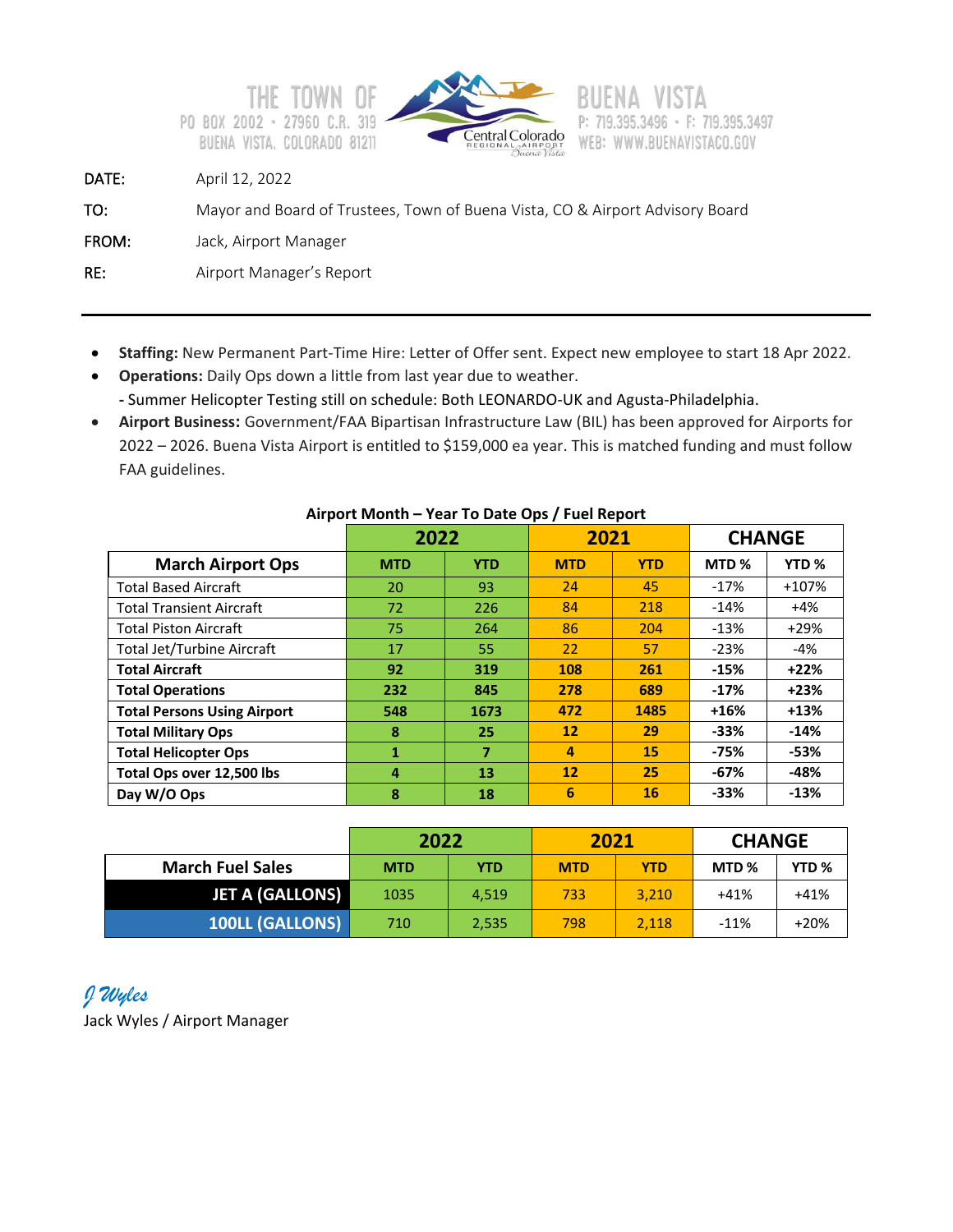THE TOWN OF
PO BOX 2002 · 27960 C.R. 319
BUENA VISTA, COLORADO 81211

BUENA VISTA
P: 719.395.3496 · F: 719.395.3497
WEB: WWW.BUENAVISTACO.GOV

Central Colorado REGIONAL AIRPORT Buena Vista

DATE: April 12, 2022

TO: Mayor and Board of Trustees, Town of Buena Vista, CO & Airport Advisory Board

FROM: Jack, Airport Manager

RE: Airport Manager's Report

---

- **Staffing:** New Permanent Part-Time Hire: Letter of Offer sent. Expect new employee to start 18 Apr 2022.
- **Operations:** Daily Ops down a little from last year due to weather.
  - Summer Helicopter Testing still on schedule: Both LEONARDO-UK and Agusta-Philadelphia.
- **Airport Business:** Government/FAA Bipartisan Infrastructure Law (BIL) has been approved for Airports for 2022 – 2026. Buena Vista Airport is entitled to $159,000 ea year. This is matched funding and must follow FAA guidelines.

**Airport Month – Year To Date Ops / Fuel Report**

| | 2022 | | 2021 | | CHANGE | |
|---|---|---|---|---|---|---|
| **March Airport Ops** | **MTD** | **YTD** | **MTD** | **YTD** | **MTD %** | **YTD %** |
| Total Based Aircraft | 20 | 93 | 24 | 45 | -17% | +107% |
| Total Transient Aircraft | 72 | 226 | 84 | 218 | -14% | +4% |
| Total Piston Aircraft | 75 | 264 | 86 | 204 | -13% | +29% |
| Total Jet/Turbine Aircraft | 17 | 55 | 22 | 57 | -23% | -4% |
| **Total Aircraft** | **92** | **319** | **108** | **261** | **-15%** | **+22%** |
| **Total Operations** | **232** | **845** | **278** | **689** | **-17%** | **+23%** |
| **Total Persons Using Airport** | **548** | **1673** | **472** | **1485** | **+16%** | **+13%** |
| **Total Military Ops** | **8** | **25** | **12** | **29** | **-33%** | **-14%** |
| **Total Helicopter Ops** | **1** | **7** | **4** | **15** | **-75%** | **-53%** |
| **Total Ops over 12,500 lbs** | **4** | **13** | **12** | **25** | **-67%** | **-48%** |
| **Day W/O Ops** | **8** | **18** | **6** | **16** | **-33%** | **-13%** |

| | 2022 | | 2021 | | CHANGE | |
|---|---|---|---|---|---|---|
| **March Fuel Sales** | **MTD** | **YTD** | **MTD** | **YTD** | **MTD %** | **YTD %** |
| **JET A (GALLONS)** | 1035 | 4,519 | 733 | 3,210 | +41% | +41% |
| **100LL (GALLONS)** | 710 | 2,535 | 798 | 2,118 | -11% | +20% |

*J Wyles*
Jack Wyles / Airport Manager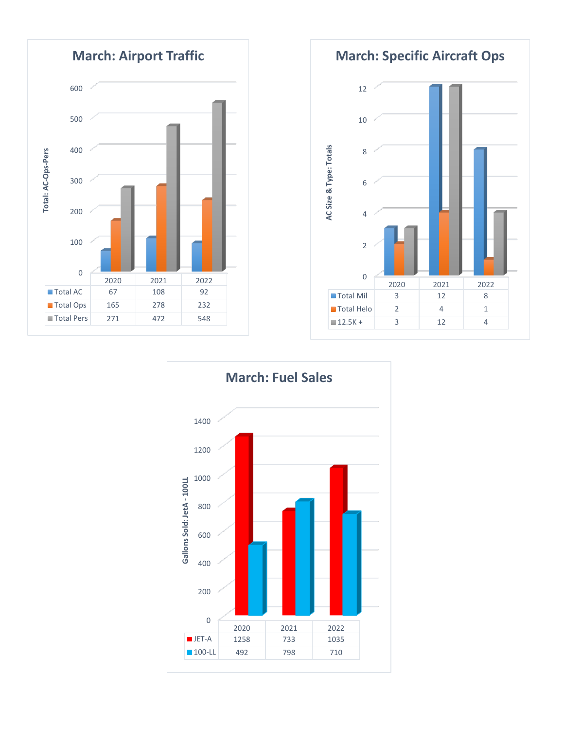## March: Airport Traffic

Total: AC-Ops-Pers

| | 2020 | 2021 | 2022 |
|---|---|---|---|
| Total AC | 67 | 108 | 92 |
| Total Ops | 165 | 278 | 232 |
| Total Pers | 271 | 472 | 548 |

## March: Specific Aircraft Ops

AC Size & Type: Totals

| | 2020 | 2021 | 2022 |
|---|---|---|---|
| Total Mil | 3 | 12 | 8 |
| Total Helo | 2 | 4 | 1 |
| 12.5K + | 3 | 12 | 4 |

## March: Fuel Sales

Gallons Sold: JetA - 100LL

| | 2020 | 2021 | 2022 |
|---|---|---|---|
| JET-A | 1258 | 733 | 1035 |
| 100-LL | 492 | 798 | 710 |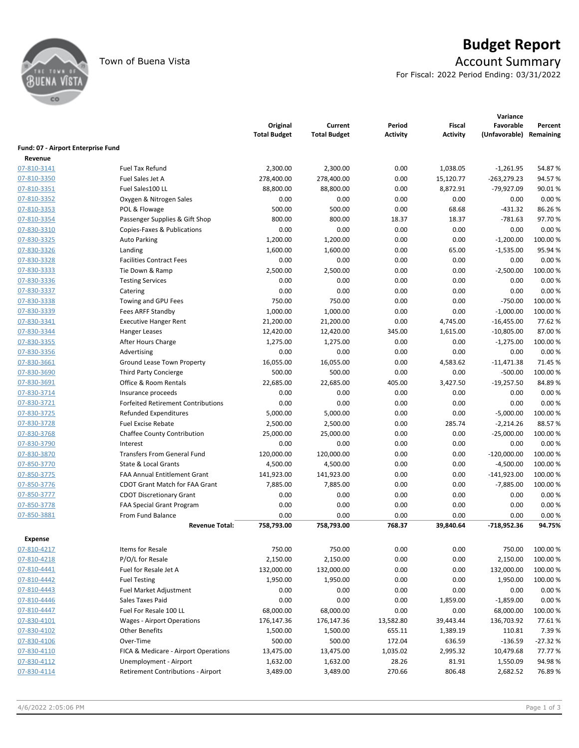# Budget Report

Town of Buena Vista

## Account Summary

For Fiscal: 2022 Period Ending: 03/31/2022

| | | Original Total Budget | Current Total Budget | Period Activity | Fiscal Activity | Variance Favorable (Unfavorable) | Percent Remaining |
|---|---|---|---|---|---|---|---|
| **Fund: 07 - Airport Enterprise Fund** | | | | | | | |
| **Revenue** | | | | | | | |
| 07-810-3141 | Fuel Tax Refund | 2,300.00 | 2,300.00 | 0.00 | 1,038.05 | -1,261.95 | 54.87 % |
| 07-810-3350 | Fuel Sales Jet A | 278,400.00 | 278,400.00 | 0.00 | 15,120.77 | -263,279.23 | 94.57 % |
| 07-810-3351 | Fuel Sales100 LL | 88,800.00 | 88,800.00 | 0.00 | 8,872.91 | -79,927.09 | 90.01 % |
| 07-810-3352 | Oxygen & Nitrogen Sales | 0.00 | 0.00 | 0.00 | 0.00 | 0.00 | 0.00 % |
| 07-810-3353 | POL & Flowage | 500.00 | 500.00 | 0.00 | 68.68 | -431.32 | 86.26 % |
| 07-810-3354 | Passenger Supplies & Gift Shop | 800.00 | 800.00 | 18.37 | 18.37 | -781.63 | 97.70 % |
| 07-830-3310 | Copies-Faxes & Publications | 0.00 | 0.00 | 0.00 | 0.00 | 0.00 | 0.00 % |
| 07-830-3325 | Auto Parking | 1,200.00 | 1,200.00 | 0.00 | 0.00 | -1,200.00 | 100.00 % |
| 07-830-3326 | Landing | 1,600.00 | 1,600.00 | 0.00 | 65.00 | -1,535.00 | 95.94 % |
| 07-830-3328 | Facilities Contract Fees | 0.00 | 0.00 | 0.00 | 0.00 | 0.00 | 0.00 % |
| 07-830-3333 | Tie Down & Ramp | 2,500.00 | 2,500.00 | 0.00 | 0.00 | -2,500.00 | 100.00 % |
| 07-830-3336 | Testing Services | 0.00 | 0.00 | 0.00 | 0.00 | 0.00 | 0.00 % |
| 07-830-3337 | Catering | 0.00 | 0.00 | 0.00 | 0.00 | 0.00 | 0.00 % |
| 07-830-3338 | Towing and GPU Fees | 750.00 | 750.00 | 0.00 | 0.00 | -750.00 | 100.00 % |
| 07-830-3339 | Fees ARFF Standby | 1,000.00 | 1,000.00 | 0.00 | 0.00 | -1,000.00 | 100.00 % |
| 07-830-3341 | Executive Hanger Rent | 21,200.00 | 21,200.00 | 0.00 | 4,745.00 | -16,455.00 | 77.62 % |
| 07-830-3344 | Hanger Leases | 12,420.00 | 12,420.00 | 345.00 | 1,615.00 | -10,805.00 | 87.00 % |
| 07-830-3355 | After Hours Charge | 1,275.00 | 1,275.00 | 0.00 | 0.00 | -1,275.00 | 100.00 % |
| 07-830-3356 | Advertising | 0.00 | 0.00 | 0.00 | 0.00 | 0.00 | 0.00 % |
| 07-830-3661 | Ground Lease Town Property | 16,055.00 | 16,055.00 | 0.00 | 4,583.62 | -11,471.38 | 71.45 % |
| 07-830-3690 | Third Party Concierge | 500.00 | 500.00 | 0.00 | 0.00 | -500.00 | 100.00 % |
| 07-830-3691 | Office & Room Rentals | 22,685.00 | 22,685.00 | 405.00 | 3,427.50 | -19,257.50 | 84.89 % |
| 07-830-3714 | Insurance proceeds | 0.00 | 0.00 | 0.00 | 0.00 | 0.00 | 0.00 % |
| 07-830-3721 | Forfeited Retirement Contributions | 0.00 | 0.00 | 0.00 | 0.00 | 0.00 | 0.00 % |
| 07-830-3725 | Refunded Expenditures | 5,000.00 | 5,000.00 | 0.00 | 0.00 | -5,000.00 | 100.00 % |
| 07-830-3728 | Fuel Excise Rebate | 2,500.00 | 2,500.00 | 0.00 | 285.74 | -2,214.26 | 88.57 % |
| 07-830-3768 | Chaffee County Contribution | 25,000.00 | 25,000.00 | 0.00 | 0.00 | -25,000.00 | 100.00 % |
| 07-830-3790 | Interest | 0.00 | 0.00 | 0.00 | 0.00 | 0.00 | 0.00 % |
| 07-830-3870 | Transfers From General Fund | 120,000.00 | 120,000.00 | 0.00 | 0.00 | -120,000.00 | 100.00 % |
| 07-850-3770 | State & Local Grants | 4,500.00 | 4,500.00 | 0.00 | 0.00 | -4,500.00 | 100.00 % |
| 07-850-3775 | FAA Annual Entitlement Grant | 141,923.00 | 141,923.00 | 0.00 | 0.00 | -141,923.00 | 100.00 % |
| 07-850-3776 | CDOT Grant Match for FAA Grant | 7,885.00 | 7,885.00 | 0.00 | 0.00 | -7,885.00 | 100.00 % |
| 07-850-3777 | CDOT Discretionary Grant | 0.00 | 0.00 | 0.00 | 0.00 | 0.00 | 0.00 % |
| 07-850-3778 | FAA Special Grant Program | 0.00 | 0.00 | 0.00 | 0.00 | 0.00 | 0.00 % |
| 07-850-3881 | From Fund Balance | 0.00 | 0.00 | 0.00 | 0.00 | 0.00 | 0.00 % |
| | **Revenue Total:** | **758,793.00** | **758,793.00** | **768.37** | **39,840.64** | **-718,952.36** | **94.75%** |
| **Expense** | | | | | | | |
| 07-810-4217 | Items for Resale | 750.00 | 750.00 | 0.00 | 0.00 | 750.00 | 100.00 % |
| 07-810-4218 | P/O/L for Resale | 2,150.00 | 2,150.00 | 0.00 | 0.00 | 2,150.00 | 100.00 % |
| 07-810-4441 | Fuel for Resale Jet A | 132,000.00 | 132,000.00 | 0.00 | 0.00 | 132,000.00 | 100.00 % |
| 07-810-4442 | Fuel Testing | 1,950.00 | 1,950.00 | 0.00 | 0.00 | 1,950.00 | 100.00 % |
| 07-810-4443 | Fuel Market Adjustment | 0.00 | 0.00 | 0.00 | 0.00 | 0.00 | 0.00 % |
| 07-810-4446 | Sales Taxes Paid | 0.00 | 0.00 | 0.00 | 1,859.00 | -1,859.00 | 0.00 % |
| 07-810-4447 | Fuel For Resale 100 LL | 68,000.00 | 68,000.00 | 0.00 | 0.00 | 68,000.00 | 100.00 % |
| 07-830-4101 | Wages - Airport Operations | 176,147.36 | 176,147.36 | 13,582.80 | 39,443.44 | 136,703.92 | 77.61 % |
| 07-830-4102 | Other Benefits | 1,500.00 | 1,500.00 | 655.11 | 1,389.19 | 110.81 | 7.39 % |
| 07-830-4106 | Over-Time | 500.00 | 500.00 | 172.04 | 636.59 | -136.59 | -27.32 % |
| 07-830-4110 | FICA & Medicare - Airport Operations | 13,475.00 | 13,475.00 | 1,035.02 | 2,995.32 | 10,479.68 | 77.77 % |
| 07-830-4112 | Unemployment - Airport | 1,632.00 | 1,632.00 | 28.26 | 81.91 | 1,550.09 | 94.98 % |
| 07-830-4114 | Retirement Contributions - Airport | 3,489.00 | 3,489.00 | 270.66 | 806.48 | 2,682.52 | 76.89 % |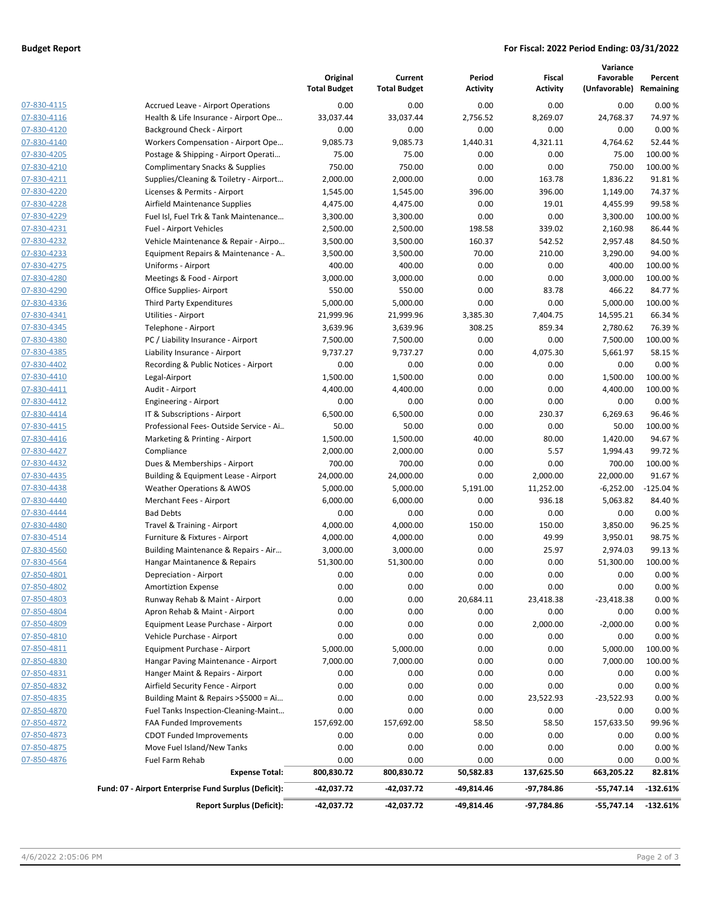**Budget Report** **For Fiscal: 2022 Period Ending: 03/31/2022**

| | | Original Total Budget | Current Total Budget | Period Activity | Fiscal Activity | Variance Favorable (Unfavorable) | Percent Remaining |
|---|---|---|---|---|---|---|---|
| 07-830-4115 | Accrued Leave - Airport Operations | 0.00 | 0.00 | 0.00 | 0.00 | 0.00 | 0.00 % |
| 07-830-4116 | Health & Life Insurance - Airport Ope… | 33,037.44 | 33,037.44 | 2,756.52 | 8,269.07 | 24,768.37 | 74.97 % |
| 07-830-4120 | Background Check - Airport | 0.00 | 0.00 | 0.00 | 0.00 | 0.00 | 0.00 % |
| 07-830-4140 | Workers Compensation - Airport Ope… | 9,085.73 | 9,085.73 | 1,440.31 | 4,321.11 | 4,764.62 | 52.44 % |
| 07-830-4205 | Postage & Shipping - Airport Operati… | 75.00 | 75.00 | 0.00 | 0.00 | 75.00 | 100.00 % |
| 07-830-4210 | Complimentary Snacks & Supplies | 750.00 | 750.00 | 0.00 | 0.00 | 750.00 | 100.00 % |
| 07-830-4211 | Supplies/Cleaning & Toiletry - Airport… | 2,000.00 | 2,000.00 | 0.00 | 163.78 | 1,836.22 | 91.81 % |
| 07-830-4220 | Licenses & Permits - Airport | 1,545.00 | 1,545.00 | 396.00 | 396.00 | 1,149.00 | 74.37 % |
| 07-830-4228 | Airfield Maintenance Supplies | 4,475.00 | 4,475.00 | 0.00 | 19.01 | 4,455.99 | 99.58 % |
| 07-830-4229 | Fuel Isl, Fuel Trk & Tank Maintenance… | 3,300.00 | 3,300.00 | 0.00 | 0.00 | 3,300.00 | 100.00 % |
| 07-830-4231 | Fuel - Airport Vehicles | 2,500.00 | 2,500.00 | 198.58 | 339.02 | 2,160.98 | 86.44 % |
| 07-830-4232 | Vehicle Maintenance & Repair - Airpo… | 3,500.00 | 3,500.00 | 160.37 | 542.52 | 2,957.48 | 84.50 % |
| 07-830-4233 | Equipment Repairs & Maintenance - A.. | 3,500.00 | 3,500.00 | 70.00 | 210.00 | 3,290.00 | 94.00 % |
| 07-830-4275 | Uniforms - Airport | 400.00 | 400.00 | 0.00 | 0.00 | 400.00 | 100.00 % |
| 07-830-4280 | Meetings & Food - Airport | 3,000.00 | 3,000.00 | 0.00 | 0.00 | 3,000.00 | 100.00 % |
| 07-830-4290 | Office Supplies- Airport | 550.00 | 550.00 | 0.00 | 83.78 | 466.22 | 84.77 % |
| 07-830-4336 | Third Party Expenditures | 5,000.00 | 5,000.00 | 0.00 | 0.00 | 5,000.00 | 100.00 % |
| 07-830-4341 | Utilities - Airport | 21,999.96 | 21,999.96 | 3,385.30 | 7,404.75 | 14,595.21 | 66.34 % |
| 07-830-4345 | Telephone - Airport | 3,639.96 | 3,639.96 | 308.25 | 859.34 | 2,780.62 | 76.39 % |
| 07-830-4380 | PC / Liability Insurance - Airport | 7,500.00 | 7,500.00 | 0.00 | 0.00 | 7,500.00 | 100.00 % |
| 07-830-4385 | Liability Insurance - Airport | 9,737.27 | 9,737.27 | 0.00 | 4,075.30 | 5,661.97 | 58.15 % |
| 07-830-4402 | Recording & Public Notices - Airport | 0.00 | 0.00 | 0.00 | 0.00 | 0.00 | 0.00 % |
| 07-830-4410 | Legal-Airport | 1,500.00 | 1,500.00 | 0.00 | 0.00 | 1,500.00 | 100.00 % |
| 07-830-4411 | Audit - Airport | 4,400.00 | 4,400.00 | 0.00 | 0.00 | 4,400.00 | 100.00 % |
| 07-830-4412 | Engineering - Airport | 0.00 | 0.00 | 0.00 | 0.00 | 0.00 | 0.00 % |
| 07-830-4414 | IT & Subscriptions - Airport | 6,500.00 | 6,500.00 | 0.00 | 230.37 | 6,269.63 | 96.46 % |
| 07-830-4415 | Professional Fees- Outside Service - Ai.. | 50.00 | 50.00 | 0.00 | 0.00 | 50.00 | 100.00 % |
| 07-830-4416 | Marketing & Printing - Airport | 1,500.00 | 1,500.00 | 40.00 | 80.00 | 1,420.00 | 94.67 % |
| 07-830-4427 | Compliance | 2,000.00 | 2,000.00 | 0.00 | 5.57 | 1,994.43 | 99.72 % |
| 07-830-4432 | Dues & Memberships - Airport | 700.00 | 700.00 | 0.00 | 0.00 | 700.00 | 100.00 % |
| 07-830-4435 | Building & Equipment Lease - Airport | 24,000.00 | 24,000.00 | 0.00 | 2,000.00 | 22,000.00 | 91.67 % |
| 07-830-4438 | Weather Operations & AWOS | 5,000.00 | 5,000.00 | 5,191.00 | 11,252.00 | -6,252.00 | -125.04 % |
| 07-830-4440 | Merchant Fees - Airport | 6,000.00 | 6,000.00 | 0.00 | 936.18 | 5,063.82 | 84.40 % |
| 07-830-4444 | Bad Debts | 0.00 | 0.00 | 0.00 | 0.00 | 0.00 | 0.00 % |
| 07-830-4480 | Travel & Training - Airport | 4,000.00 | 4,000.00 | 150.00 | 150.00 | 3,850.00 | 96.25 % |
| 07-830-4514 | Furniture & Fixtures - Airport | 4,000.00 | 4,000.00 | 0.00 | 49.99 | 3,950.01 | 98.75 % |
| 07-830-4560 | Building Maintenance & Repairs - Air… | 3,000.00 | 3,000.00 | 0.00 | 25.97 | 2,974.03 | 99.13 % |
| 07-830-4564 | Hangar Maintanence & Repairs | 51,300.00 | 51,300.00 | 0.00 | 0.00 | 51,300.00 | 100.00 % |
| 07-850-4801 | Depreciation - Airport | 0.00 | 0.00 | 0.00 | 0.00 | 0.00 | 0.00 % |
| 07-850-4802 | Amortiztion Expense | 0.00 | 0.00 | 0.00 | 0.00 | 0.00 | 0.00 % |
| 07-850-4803 | Runway Rehab & Maint - Airport | 0.00 | 0.00 | 20,684.11 | 23,418.38 | -23,418.38 | 0.00 % |
| 07-850-4804 | Apron Rehab & Maint - Airport | 0.00 | 0.00 | 0.00 | 0.00 | 0.00 | 0.00 % |
| 07-850-4809 | Equipment Lease Purchase - Airport | 0.00 | 0.00 | 0.00 | 2,000.00 | -2,000.00 | 0.00 % |
| 07-850-4810 | Vehicle Purchase - Airport | 0.00 | 0.00 | 0.00 | 0.00 | 0.00 | 0.00 % |
| 07-850-4811 | Equipment Purchase - Airport | 5,000.00 | 5,000.00 | 0.00 | 0.00 | 5,000.00 | 100.00 % |
| 07-850-4830 | Hangar Paving Maintenance - Airport | 7,000.00 | 7,000.00 | 0.00 | 0.00 | 7,000.00 | 100.00 % |
| 07-850-4831 | Hanger Maint & Repairs - Airport | 0.00 | 0.00 | 0.00 | 0.00 | 0.00 | 0.00 % |
| 07-850-4832 | Airfield Security Fence - Airport | 0.00 | 0.00 | 0.00 | 0.00 | 0.00 | 0.00 % |
| 07-850-4835 | Building Maint & Repairs >$5000 = Ai… | 0.00 | 0.00 | 0.00 | 23,522.93 | -23,522.93 | 0.00 % |
| 07-850-4870 | Fuel Tanks Inspection-Cleaning-Maint… | 0.00 | 0.00 | 0.00 | 0.00 | 0.00 | 0.00 % |
| 07-850-4872 | FAA Funded Improvements | 157,692.00 | 157,692.00 | 58.50 | 58.50 | 157,633.50 | 99.96 % |
| 07-850-4873 | CDOT Funded Improvements | 0.00 | 0.00 | 0.00 | 0.00 | 0.00 | 0.00 % |
| 07-850-4875 | Move Fuel Island/New Tanks | 0.00 | 0.00 | 0.00 | 0.00 | 0.00 | 0.00 % |
| 07-850-4876 | Fuel Farm Rehab | 0.00 | 0.00 | 0.00 | 0.00 | 0.00 | 0.00 % |
| | **Expense Total:** | **800,830.72** | **800,830.72** | **50,582.83** | **137,625.50** | **663,205.22** | **82.81%** |
| | **Fund: 07 - Airport Enterprise Fund Surplus (Deficit):** | **-42,037.72** | **-42,037.72** | **-49,814.46** | **-97,784.86** | **-55,747.14** | **-132.61%** |
| | **Report Surplus (Deficit):** | **-42,037.72** | **-42,037.72** | **-49,814.46** | **-97,784.86** | **-55,747.14** | **-132.61%** |

4/6/2022 2:05:06 PM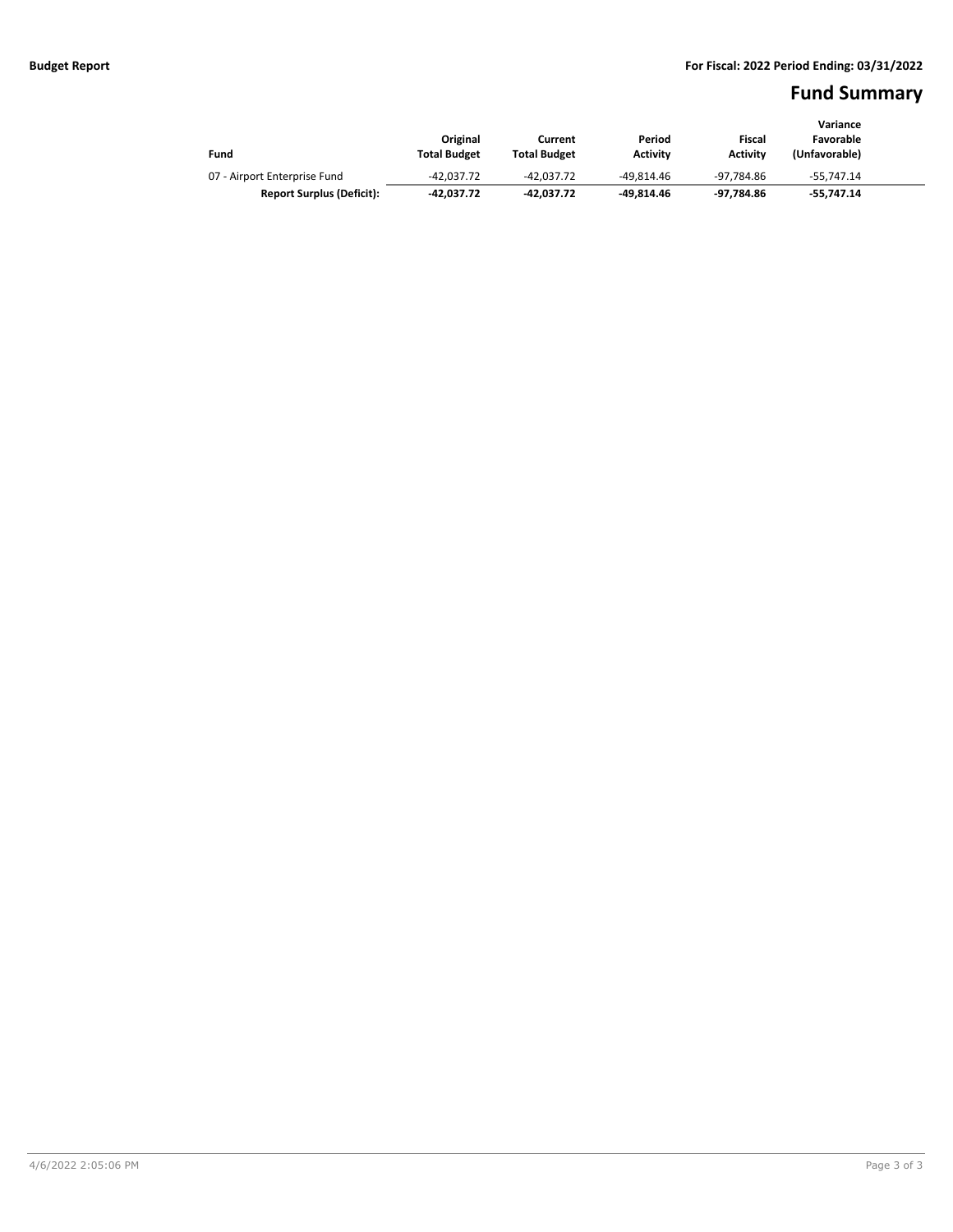**Budget Report**

**For Fiscal: 2022 Period Ending: 03/31/2022**

# Fund Summary

| Fund | Original Total Budget | Current Total Budget | Period Activity | Fiscal Activity | Variance Favorable (Unfavorable) |
|---|---|---|---|---|---|
| 07 - Airport Enterprise Fund | -42,037.72 | -42,037.72 | -49,814.46 | -97,784.86 | -55,747.14 |
| **Report Surplus (Deficit):** | **-42,037.72** | **-42,037.72** | **-49,814.46** | **-97,784.86** | **-55,747.14** |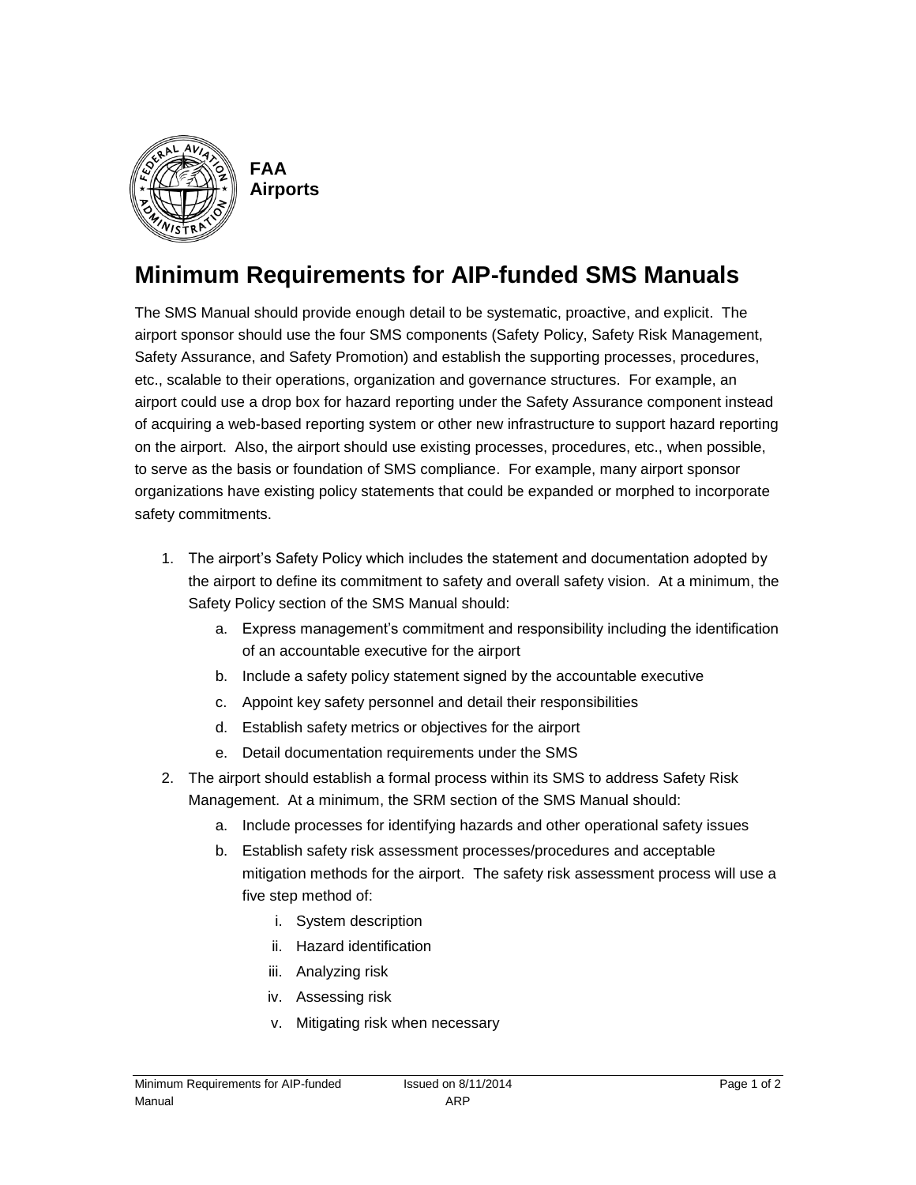**FAA**
**Airports**

# Minimum Requirements for AIP-funded SMS Manuals

The SMS Manual should provide enough detail to be systematic, proactive, and explicit. The airport sponsor should use the four SMS components (Safety Policy, Safety Risk Management, Safety Assurance, and Safety Promotion) and establish the supporting processes, procedures, etc., scalable to their operations, organization and governance structures. For example, an airport could use a drop box for hazard reporting under the Safety Assurance component instead of acquiring a web-based reporting system or other new infrastructure to support hazard reporting on the airport. Also, the airport should use existing processes, procedures, etc., when possible, to serve as the basis or foundation of SMS compliance. For example, many airport sponsor organizations have existing policy statements that could be expanded or morphed to incorporate safety commitments.

1. The airport's Safety Policy which includes the statement and documentation adopted by the airport to define its commitment to safety and overall safety vision. At a minimum, the Safety Policy section of the SMS Manual should:
   a. Express management's commitment and responsibility including the identification of an accountable executive for the airport
   b. Include a safety policy statement signed by the accountable executive
   c. Appoint key safety personnel and detail their responsibilities
   d. Establish safety metrics or objectives for the airport
   e. Detail documentation requirements under the SMS
2. The airport should establish a formal process within its SMS to address Safety Risk Management. At a minimum, the SRM section of the SMS Manual should:
   a. Include processes for identifying hazards and other operational safety issues
   b. Establish safety risk assessment processes/procedures and acceptable mitigation methods for the airport. The safety risk assessment process will use a five step method of:
      i. System description
      ii. Hazard identification
      iii. Analyzing risk
      iv. Assessing risk
      v. Mitigating risk when necessary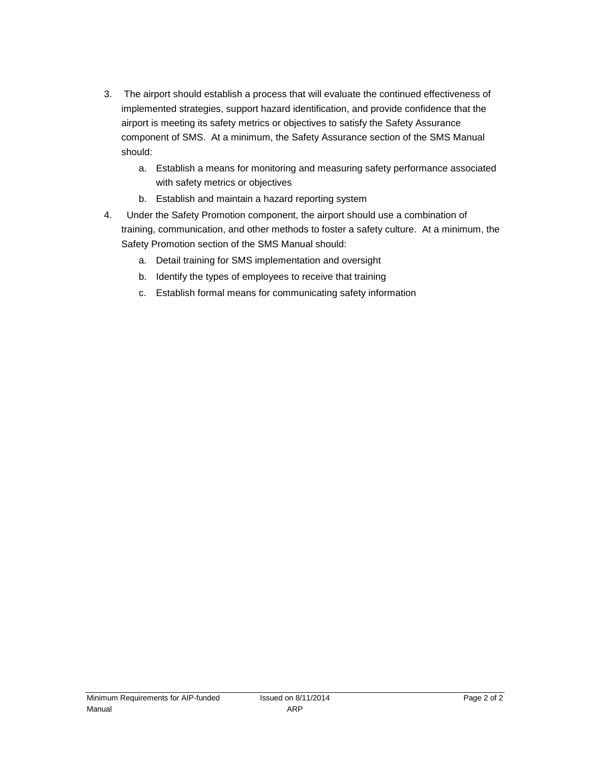3. The airport should establish a process that will evaluate the continued effectiveness of implemented strategies, support hazard identification, and provide confidence that the airport is meeting its safety metrics or objectives to satisfy the Safety Assurance component of SMS. At a minimum, the Safety Assurance section of the SMS Manual should:
    a. Establish a means for monitoring and measuring safety performance associated with safety metrics or objectives
    b. Establish and maintain a hazard reporting system
4. Under the Safety Promotion component, the airport should use a combination of training, communication, and other methods to foster a safety culture. At a minimum, the Safety Promotion section of the SMS Manual should:
    a. Detail training for SMS implementation and oversight
    b. Identify the types of employees to receive that training
    c. Establish formal means for communicating safety information